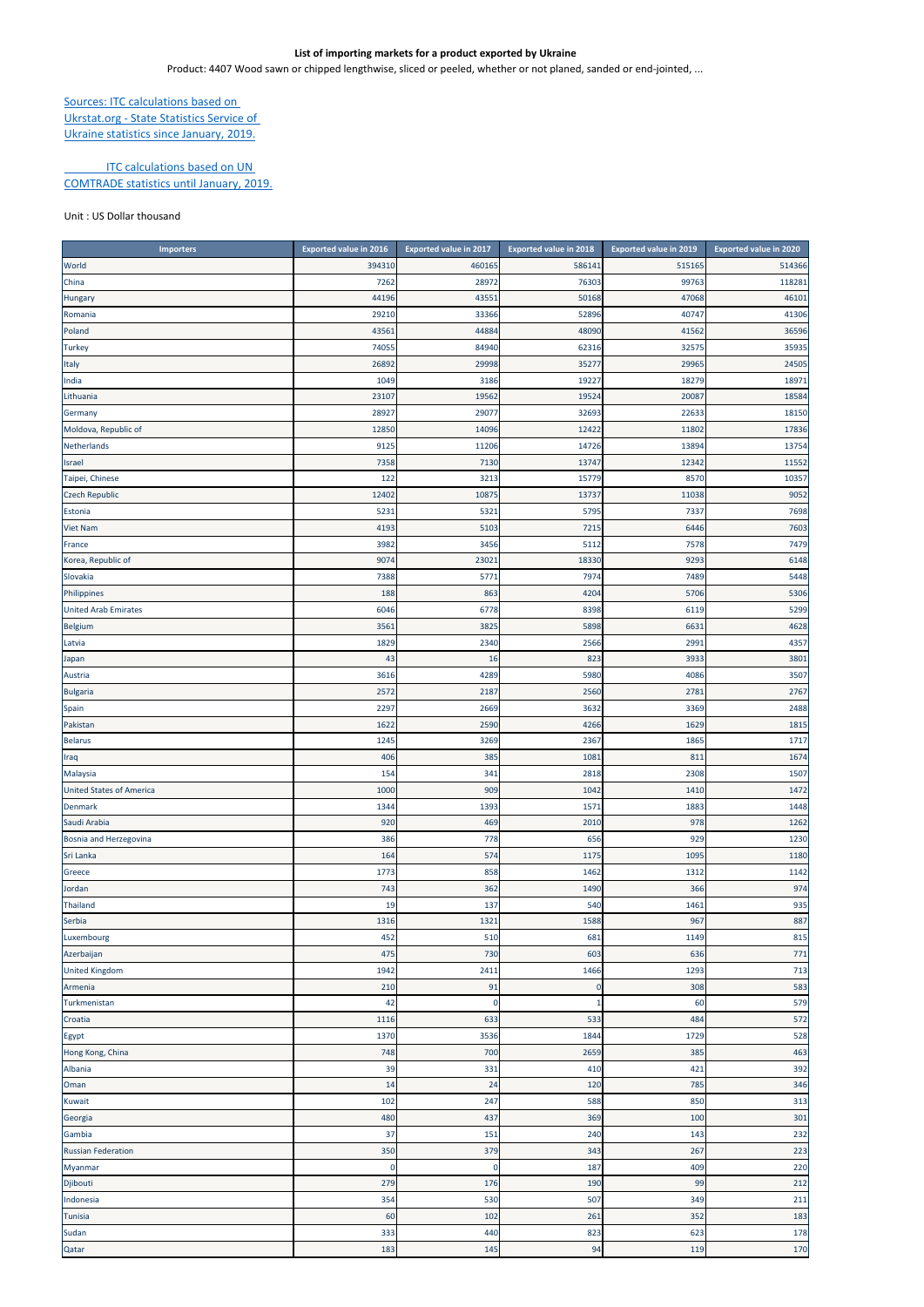**List of importing markets for a product exported by Ukraine**

Product: 4407 Wood sawn or chipped lengthwise, sliced or peeled, whether or not planed, sanded or end-jointed, ...

Sources: ITC calculations based on Ukrstat.org - State Statistics Service of Ukraine statistics since January, 2019.

ITC calculations based on UN COMTRADE statistics until January, 2019.

Unit : US Dollar thousand

| Importers | Exported value in 2016 | Exported value in 2017 | Exported value in 2018 | Exported value in 2019 | Exported value in 2020 |
|---|---|---|---|---|---|
| World | 394310 | 460165 | 586141 | 515165 | 514366 |
| China | 7262 | 28972 | 76303 | 99763 | 118281 |
| Hungary | 44196 | 43551 | 50168 | 47068 | 46101 |
| Romania | 29210 | 33366 | 52896 | 40747 | 41306 |
| Poland | 43561 | 44884 | 48090 | 41562 | 36596 |
| Turkey | 74055 | 84940 | 62316 | 32575 | 35935 |
| Italy | 26892 | 29998 | 35277 | 29965 | 24505 |
| India | 1049 | 3186 | 19227 | 18279 | 18971 |
| Lithuania | 23107 | 19562 | 19524 | 20087 | 18584 |
| Germany | 28927 | 29077 | 32693 | 22633 | 18150 |
| Moldova, Republic of | 12850 | 14096 | 12422 | 11802 | 17836 |
| Netherlands | 9125 | 11206 | 14726 | 13894 | 13754 |
| Israel | 7358 | 7130 | 13747 | 12342 | 11552 |
| Taipei, Chinese | 122 | 3213 | 15779 | 8570 | 10357 |
| Czech Republic | 12402 | 10875 | 13737 | 11038 | 9052 |
| Estonia | 5231 | 5321 | 5795 | 7337 | 7698 |
| Viet Nam | 4193 | 5103 | 7215 | 6446 | 7603 |
| France | 3982 | 3456 | 5112 | 7578 | 7479 |
| Korea, Republic of | 9074 | 23021 | 18330 | 9293 | 6148 |
| Slovakia | 7388 | 5771 | 7974 | 7489 | 5448 |
| Philippines | 188 | 863 | 4204 | 5706 | 5306 |
| United Arab Emirates | 6046 | 6778 | 8398 | 6119 | 5299 |
| Belgium | 3561 | 3825 | 5898 | 6631 | 4628 |
| Latvia | 1829 | 2340 | 2566 | 2991 | 4357 |
| Japan | 43 | 16 | 823 | 3933 | 3801 |
| Austria | 3616 | 4289 | 5980 | 4086 | 3507 |
| Bulgaria | 2572 | 2187 | 2560 | 2781 | 2767 |
| Spain | 2297 | 2669 | 3632 | 3369 | 2488 |
| Pakistan | 1622 | 2590 | 4266 | 1629 | 1815 |
| Belarus | 1245 | 3269 | 2367 | 1865 | 1717 |
| Iraq | 406 | 385 | 1081 | 811 | 1674 |
| Malaysia | 154 | 341 | 2818 | 2308 | 1507 |
| United States of America | 1000 | 909 | 1042 | 1410 | 1472 |
| Denmark | 1344 | 1393 | 1571 | 1883 | 1448 |
| Saudi Arabia | 920 | 469 | 2010 | 978 | 1262 |
| Bosnia and Herzegovina | 386 | 778 | 656 | 929 | 1230 |
| Sri Lanka | 164 | 574 | 1175 | 1095 | 1180 |
| Greece | 1773 | 858 | 1462 | 1312 | 1142 |
| Jordan | 743 | 362 | 1490 | 366 | 974 |
| Thailand | 19 | 137 | 540 | 1461 | 935 |
| Serbia | 1316 | 1321 | 1588 | 967 | 887 |
| Luxembourg | 452 | 510 | 681 | 1149 | 815 |
| Azerbaijan | 475 | 730 | 603 | 636 | 771 |
| United Kingdom | 1942 | 2411 | 1466 | 1293 | 713 |
| Armenia | 210 | 91 | 0 | 308 | 583 |
| Turkmenistan | 42 | 0 | 1 | 60 | 579 |
| Croatia | 1116 | 633 | 533 | 484 | 572 |
| Egypt | 1370 | 3536 | 1844 | 1729 | 528 |
| Hong Kong, China | 748 | 700 | 2659 | 385 | 463 |
| Albania | 39 | 331 | 410 | 421 | 392 |
| Oman | 14 | 24 | 120 | 785 | 346 |
| Kuwait | 102 | 247 | 588 | 850 | 313 |
| Georgia | 480 | 437 | 369 | 100 | 301 |
| Gambia | 37 | 151 | 240 | 143 | 232 |
| Russian Federation | 350 | 379 | 343 | 267 | 223 |
| Myanmar | 0 | 0 | 187 | 409 | 220 |
| Djibouti | 279 | 176 | 190 | 99 | 212 |
| Indonesia | 354 | 530 | 507 | 349 | 211 |
| Tunisia | 60 | 102 | 261 | 352 | 183 |
| Sudan | 333 | 440 | 823 | 623 | 178 |
| Qatar | 183 | 145 | 94 | 119 | 170 |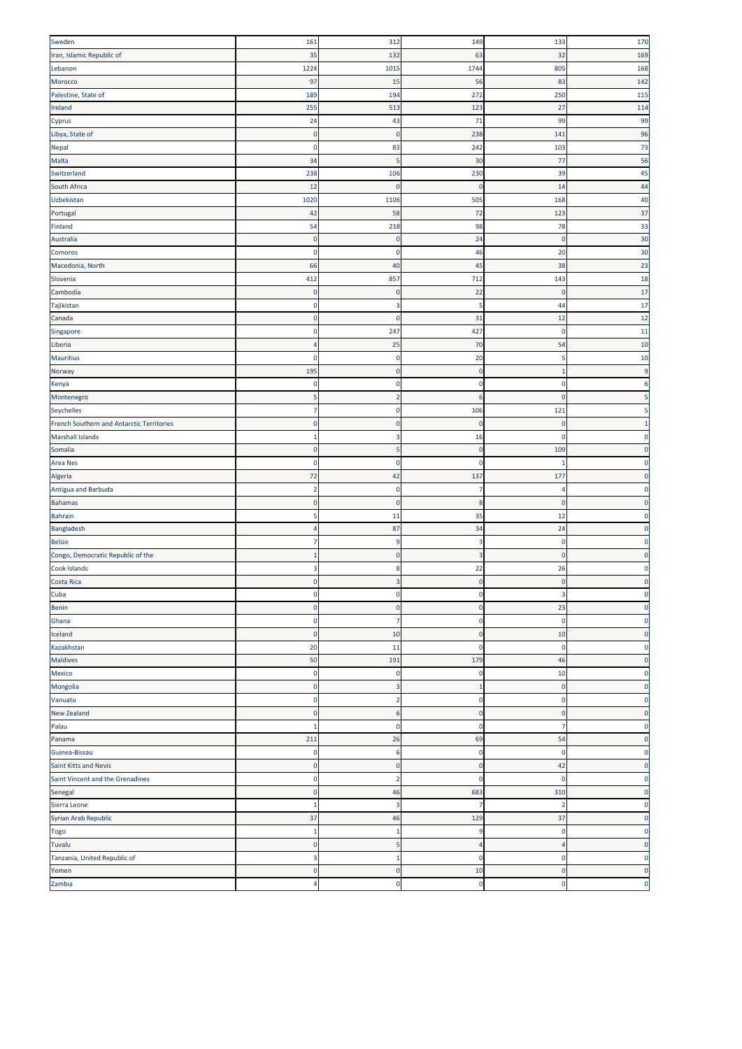| | | | | | |
|---|---|---|---|---|---|
| Sweden | 161 | 312 | 149 | 133 | 170 |
| Iran, Islamic Republic of | 35 | 132 | 63 | 32 | 169 |
| Lebanon | 1224 | 1015 | 1744 | 805 | 168 |
| Morocco | 97 | 15 | 56 | 83 | 142 |
| Palestine, State of | 189 | 194 | 272 | 250 | 115 |
| Ireland | 255 | 513 | 123 | 27 | 114 |
| Cyprus | 24 | 43 | 71 | 99 | 99 |
| Libya, State of | 0 | 0 | 238 | 141 | 96 |
| Nepal | 0 | 83 | 242 | 103 | 73 |
| Malta | 34 | 5 | 30 | 77 | 56 |
| Switzerland | 238 | 106 | 230 | 39 | 45 |
| South Africa | 12 | 0 | 0 | 14 | 44 |
| Uzbekistan | 1020 | 1106 | 505 | 168 | 40 |
| Portugal | 42 | 58 | 72 | 123 | 37 |
| Finland | 54 | 218 | 98 | 78 | 33 |
| Australia | 0 | 0 | 24 | 0 | 30 |
| Comoros | 0 | 0 | 46 | 20 | 30 |
| Macedonia, North | 66 | 40 | 45 | 38 | 23 |
| Slovenia | 412 | 857 | 712 | 143 | 18 |
| Cambodia | 0 | 0 | 22 | 0 | 17 |
| Tajikistan | 0 | 3 | 5 | 44 | 17 |
| Canada | 0 | 0 | 31 | 12 | 12 |
| Singapore | 0 | 247 | 427 | 0 | 11 |
| Liberia | 4 | 25 | 70 | 54 | 10 |
| Mauritius | 0 | 0 | 20 | 5 | 10 |
| Norway | 195 | 0 | 0 | 1 | 9 |
| Kenya | 0 | 0 | 0 | 0 | 6 |
| Montenegro | 5 | 2 | 6 | 0 | 5 |
| Seychelles | 7 | 0 | 106 | 121 | 5 |
| French Southern and Antarctic Territories | 0 | 0 | 0 | 0 | 1 |
| Marshall Islands | 1 | 3 | 16 | 0 | 0 |
| Somalia | 0 | 5 | 0 | 109 | 0 |
| Area Nes | 0 | 0 | 0 | 1 | 0 |
| Algeria | 72 | 42 | 137 | 177 | 0 |
| Antigua and Barbuda | 2 | 0 | 7 | 4 | 0 |
| Bahamas | 0 | 0 | 8 | 0 | 0 |
| Bahrain | 5 | 11 | 35 | 12 | 0 |
| Bangladesh | 4 | 87 | 34 | 24 | 0 |
| Belize | 7 | 9 | 3 | 0 | 0 |
| Congo, Democratic Republic of the | 1 | 0 | 3 | 0 | 0 |
| Cook Islands | 3 | 8 | 22 | 26 | 0 |
| Costa Rica | 0 | 3 | 0 | 0 | 0 |
| Cuba | 0 | 0 | 0 | 3 | 0 |
| Benin | 0 | 0 | 0 | 23 | 0 |
| Ghana | 0 | 7 | 0 | 0 | 0 |
| Iceland | 0 | 10 | 0 | 10 | 0 |
| Kazakhstan | 20 | 11 | 0 | 0 | 0 |
| Maldives | 50 | 191 | 179 | 46 | 0 |
| Mexico | 0 | 0 | 0 | 10 | 0 |
| Mongolia | 0 | 3 | 1 | 0 | 0 |
| Vanuatu | 0 | 2 | 0 | 0 | 0 |
| New Zealand | 0 | 6 | 0 | 0 | 0 |
| Palau | 1 | 0 | 0 | 7 | 0 |
| Panama | 211 | 26 | 69 | 54 | 0 |
| Guinea-Bissau | 0 | 6 | 0 | 0 | 0 |
| Saint Kitts and Nevis | 0 | 0 | 0 | 42 | 0 |
| Saint Vincent and the Grenadines | 0 | 2 | 0 | 0 | 0 |
| Senegal | 0 | 46 | 683 | 310 | 0 |
| Sierra Leone | 1 | 3 | 7 | 2 | 0 |
| Syrian Arab Republic | 37 | 46 | 129 | 37 | 0 |
| Togo | 1 | 1 | 9 | 0 | 0 |
| Tuvalu | 0 | 5 | 4 | 4 | 0 |
| Tanzania, United Republic of | 3 | 1 | 0 | 0 | 0 |
| Yemen | 0 | 0 | 10 | 0 | 0 |
| Zambia | 4 | 0 | 0 | 0 | 0 |